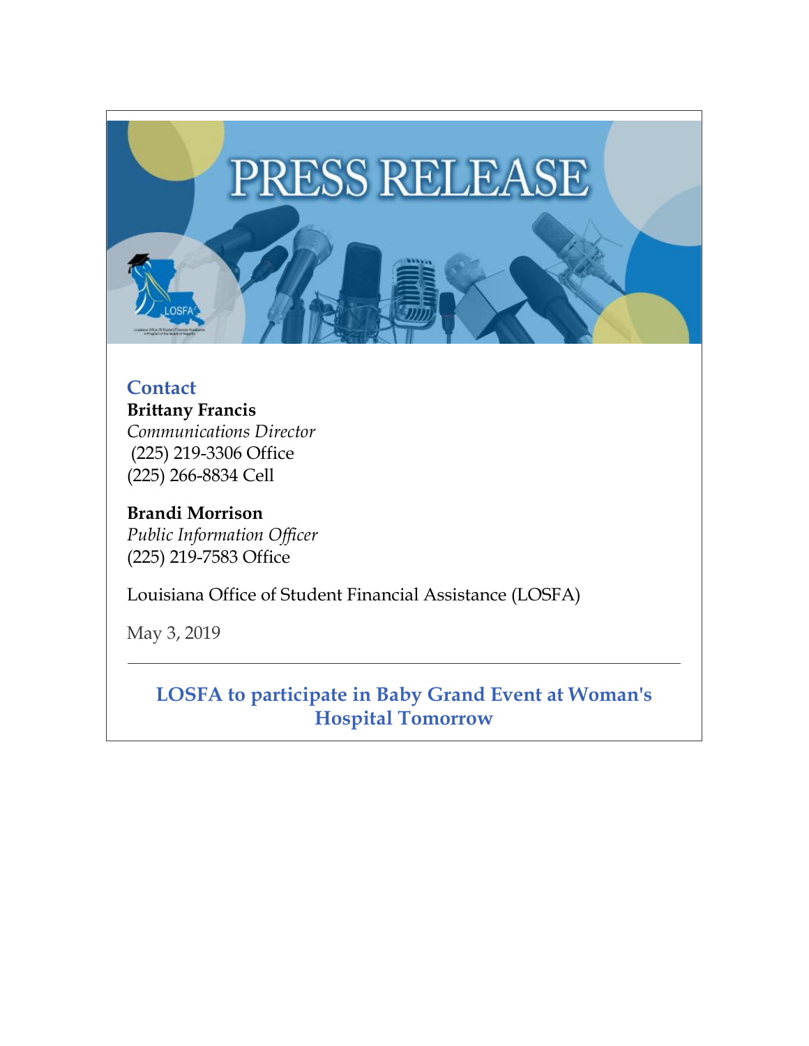# PRESS RELEASE

## Contact

**Brittany Francis**
*Communications Director*
(225) 219-3306 Office
(225) 266-8834 Cell

**Brandi Morrison**
*Public Information Officer*
(225) 219-7583 Office

Louisiana Office of Student Financial Assistance (LOSFA)

May 3, 2019

---

## LOSFA to participate in Baby Grand Event at Woman's Hospital Tomorrow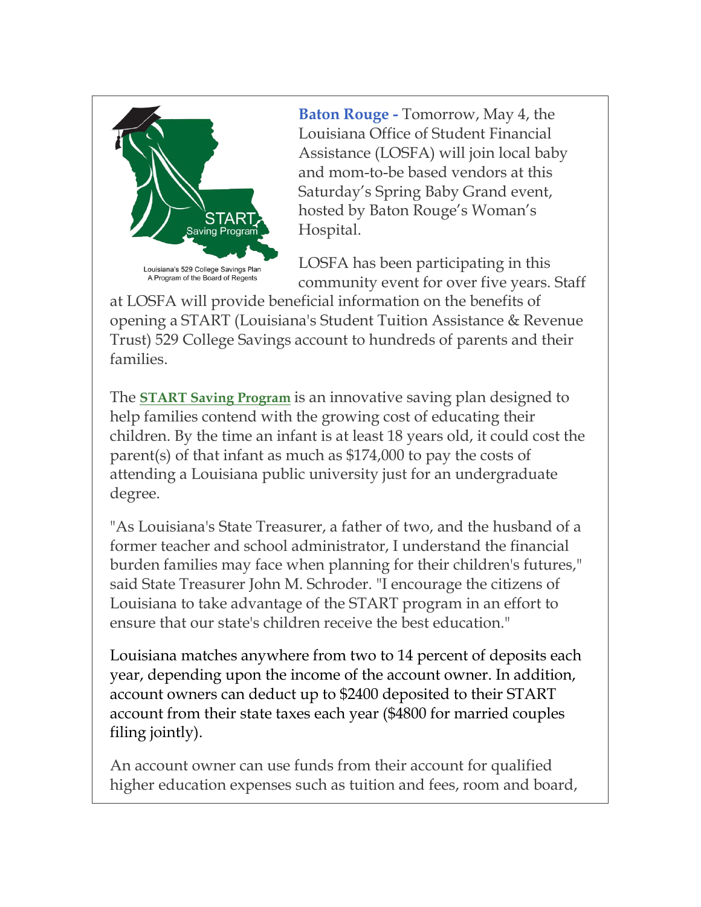**Baton Rouge -** Tomorrow, May 4, the Louisiana Office of Student Financial Assistance (LOSFA) will join local baby and mom-to-be based vendors at this Saturday's Spring Baby Grand event, hosted by Baton Rouge's Woman's Hospital.

LOSFA has been participating in this community event for over five years. Staff at LOSFA will provide beneficial information on the benefits of opening a START (Louisiana's Student Tuition Assistance & Revenue Trust) 529 College Savings account to hundreds of parents and their families.

The **START Saving Program** is an innovative saving plan designed to help families contend with the growing cost of educating their children. By the time an infant is at least 18 years old, it could cost the parent(s) of that infant as much as $174,000 to pay the costs of attending a Louisiana public university just for an undergraduate degree.

"As Louisiana's State Treasurer, a father of two, and the husband of a former teacher and school administrator, I understand the financial burden families may face when planning for their children's futures," said State Treasurer John M. Schroder. "I encourage the citizens of Louisiana to take advantage of the START program in an effort to ensure that our state's children receive the best education."

Louisiana matches anywhere from two to 14 percent of deposits each year, depending upon the income of the account owner. In addition, account owners can deduct up to $2400 deposited to their START account from their state taxes each year ($4800 for married couples filing jointly).

An account owner can use funds from their account for qualified higher education expenses such as tuition and fees, room and board,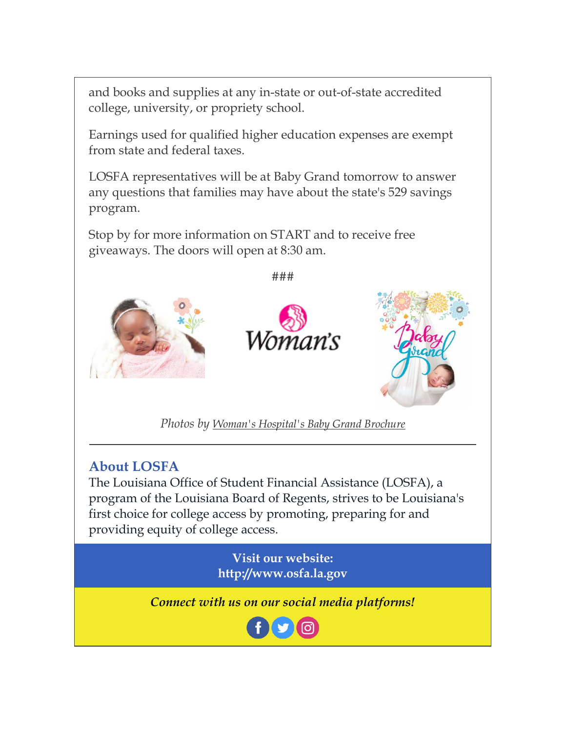and books and supplies at any in-state or out-of-state accredited college, university, or propriety school.

Earnings used for qualified higher education expenses are exempt from state and federal taxes.

LOSFA representatives will be at Baby Grand tomorrow to answer any questions that families may have about the state's 529 savings program.

Stop by for more information on START and to receive free giveaways. The doors will open at 8:30 am.

###

*Photos by Woman's Hospital's Baby Grand Brochure*

---

## About LOSFA

The Louisiana Office of Student Financial Assistance (LOSFA), a program of the Louisiana Board of Regents, strives to be Louisiana's first choice for college access by promoting, preparing for and providing equity of college access.

**Visit our website:**
**http://www.osfa.la.gov**

***Connect with us on our social media platforms!***